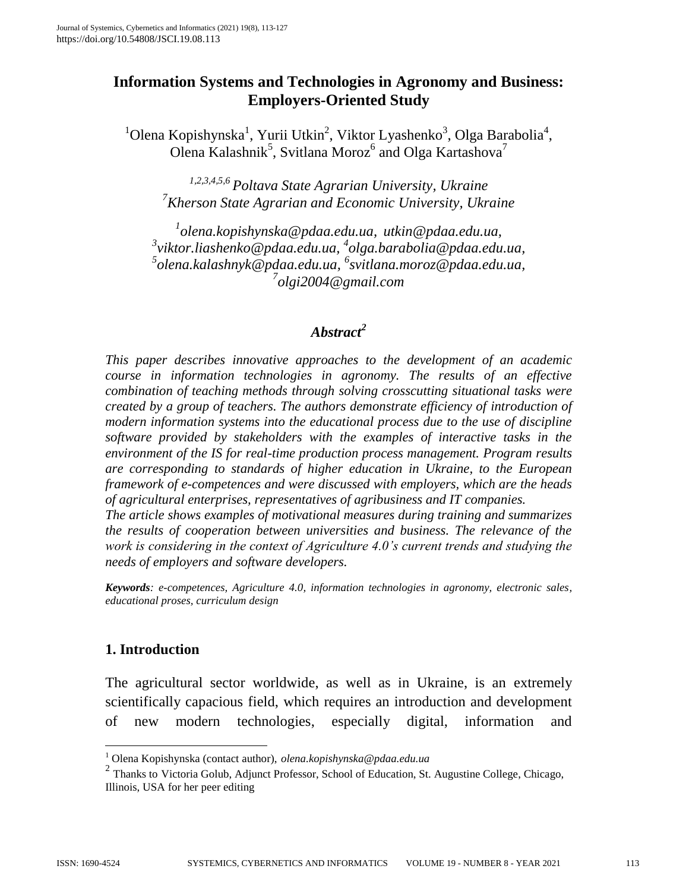# Information Systems and Technologies in Agronomy and Business: Employers-Oriented Study

[1]Olena Kopishynska[1], Yurii Utkin[2], Viktor Lyashenko[3], Olga Barabolia[4], Olena Kalashnik[5], Svitlana Moroz[6] and Olga Kartashova[7]

*[1,2,3,4,5,6] Poltava State Agrarian University, Ukraine*
*[7]Kherson State Agrarian and Economic University, Ukraine*

*[1]olena.kopishynska@pdaa.edu.ua, utkin@pdaa.edu.ua, [3]viktor.liashenko@pdaa.edu.ua, [4]olga.barabolia@pdaa.edu.ua, [5]olena.kalashnyk@pdaa.edu.ua, [6]svitlana.moroz@pdaa.edu.ua, [7]olgi2004@gmail.com*

## *Abstract[2]*

*This paper describes innovative approaches to the development of an academic course in information technologies in agronomy. The results of an effective combination of teaching methods through solving crosscutting situational tasks were created by a group of teachers. The authors demonstrate efficiency of introduction of modern information systems into the educational process due to the use of discipline software provided by stakeholders with the examples of interactive tasks in the environment of the IS for real-time production process management. Program results are corresponding to standards of higher education in Ukraine, to the European framework of e-competences and were discussed with employers, which are the heads of agricultural enterprises, representatives of agribusiness and IT companies.*
*The article shows examples of motivational measures during training and summarizes the results of cooperation between universities and business. The relevance of the work is considering in the context of Agriculture 4.0's current trends and studying the needs of employers and software developers.*

***Keywords**: e-competences, Agriculture 4.0, information technologies in agronomy, electronic sales, educational proses, curriculum design*

## 1. Introduction

The agricultural sector worldwide, as well as in Ukraine, is an extremely scientifically capacious field, which requires an introduction and development of new modern technologies, especially digital, information and

---

[1] Olena Kopishynska (contact author), *olena.kopishynska@pdaa.edu.ua*

[2] Thanks to Victoria Golub, Adjunct Professor, School of Education, St. Augustine College, Chicago, Illinois, USA for her peer editing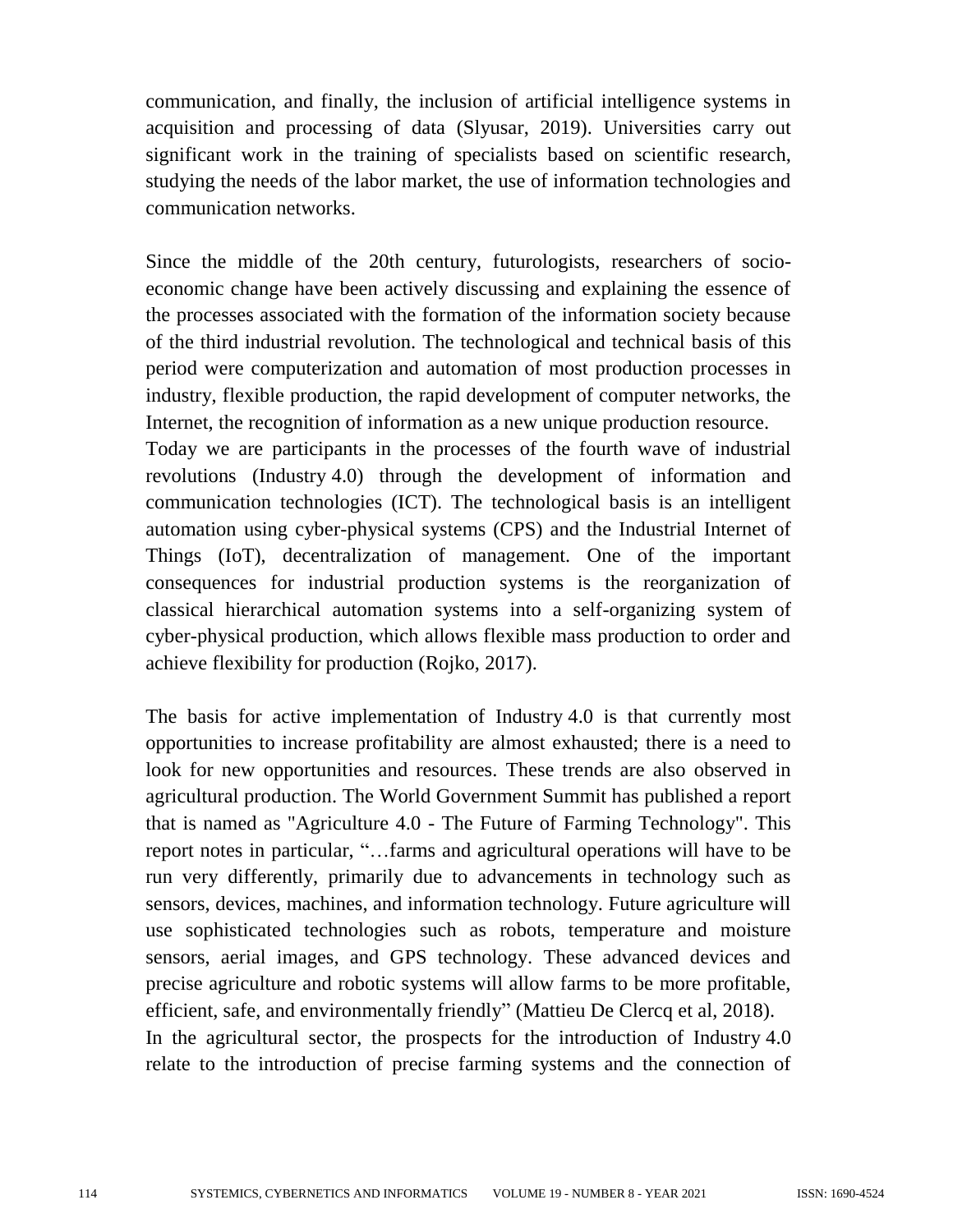communication, and finally, the inclusion of artificial intelligence systems in acquisition and processing of data (Slyusar, 2019). Universities carry out significant work in the training of specialists based on scientific research, studying the needs of the labor market, the use of information technologies and communication networks.

Since the middle of the 20th century, futurologists, researchers of socio-economic change have been actively discussing and explaining the essence of the processes associated with the formation of the information society because of the third industrial revolution. The technological and technical basis of this period were computerization and automation of most production processes in industry, flexible production, the rapid development of computer networks, the Internet, the recognition of information as a new unique production resource.

Today we are participants in the processes of the fourth wave of industrial revolutions (Industry 4.0) through the development of information and communication technologies (ICT). The technological basis is an intelligent automation using cyber-physical systems (CPS) and the Industrial Internet of Things (IoT), decentralization of management. One of the important consequences for industrial production systems is the reorganization of classical hierarchical automation systems into a self-organizing system of cyber-physical production, which allows flexible mass production to order and achieve flexibility for production (Rojko, 2017).

The basis for active implementation of Industry 4.0 is that currently most opportunities to increase profitability are almost exhausted; there is a need to look for new opportunities and resources. These trends are also observed in agricultural production. The World Government Summit has published a report that is named as "Agriculture 4.0 - The Future of Farming Technology". This report notes in particular, "…farms and agricultural operations will have to be run very differently, primarily due to advancements in technology such as sensors, devices, machines, and information technology. Future agriculture will use sophisticated technologies such as robots, temperature and moisture sensors, aerial images, and GPS technology. These advanced devices and precise agriculture and robotic systems will allow farms to be more profitable, efficient, safe, and environmentally friendly" (Mattieu De Clercq et al, 2018).

In the agricultural sector, the prospects for the introduction of Industry 4.0 relate to the introduction of precise farming systems and the connection of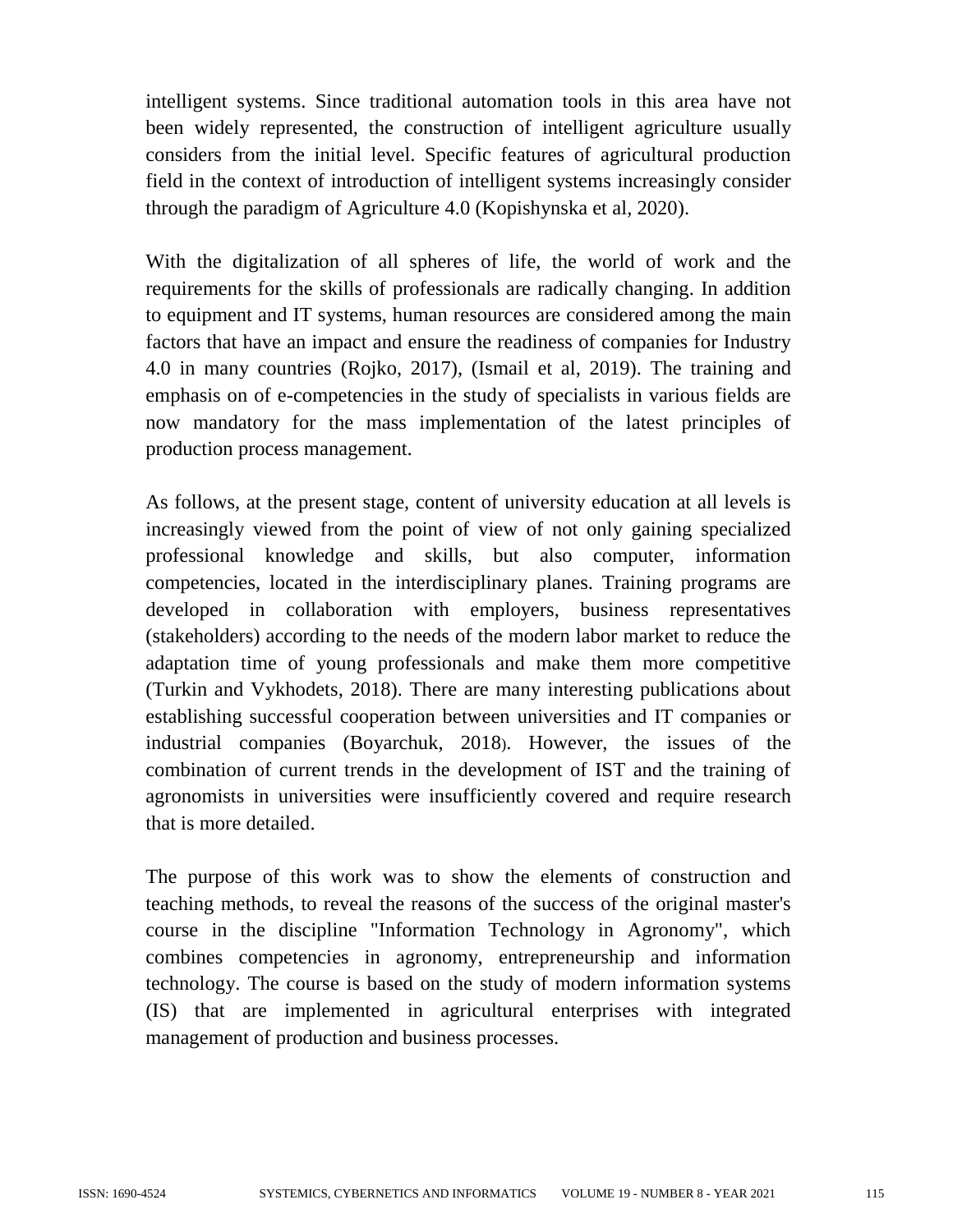intelligent systems. Since traditional automation tools in this area have not been widely represented, the construction of intelligent agriculture usually considers from the initial level. Specific features of agricultural production field in the context of introduction of intelligent systems increasingly consider through the paradigm of Agriculture 4.0 (Kopishynska et al, 2020).

With the digitalization of all spheres of life, the world of work and the requirements for the skills of professionals are radically changing. In addition to equipment and IT systems, human resources are considered among the main factors that have an impact and ensure the readiness of companies for Industry 4.0 in many countries (Rojko, 2017), (Ismail et al, 2019). The training and emphasis on of e-competencies in the study of specialists in various fields are now mandatory for the mass implementation of the latest principles of production process management.

As follows, at the present stage, content of university education at all levels is increasingly viewed from the point of view of not only gaining specialized professional knowledge and skills, but also computer, information competencies, located in the interdisciplinary planes. Training programs are developed in collaboration with employers, business representatives (stakeholders) according to the needs of the modern labor market to reduce the adaptation time of young professionals and make them more competitive (Turkin and Vykhodets, 2018). There are many interesting publications about establishing successful cooperation between universities and IT companies or industrial companies (Boyarchuk, 2018). However, the issues of the combination of current trends in the development of IST and the training of agronomists in universities were insufficiently covered and require research that is more detailed.

The purpose of this work was to show the elements of construction and teaching methods, to reveal the reasons of the success of the original master's course in the discipline "Information Technology in Agronomy", which combines competencies in agronomy, entrepreneurship and information technology. The course is based on the study of modern information systems (IS) that are implemented in agricultural enterprises with integrated management of production and business processes.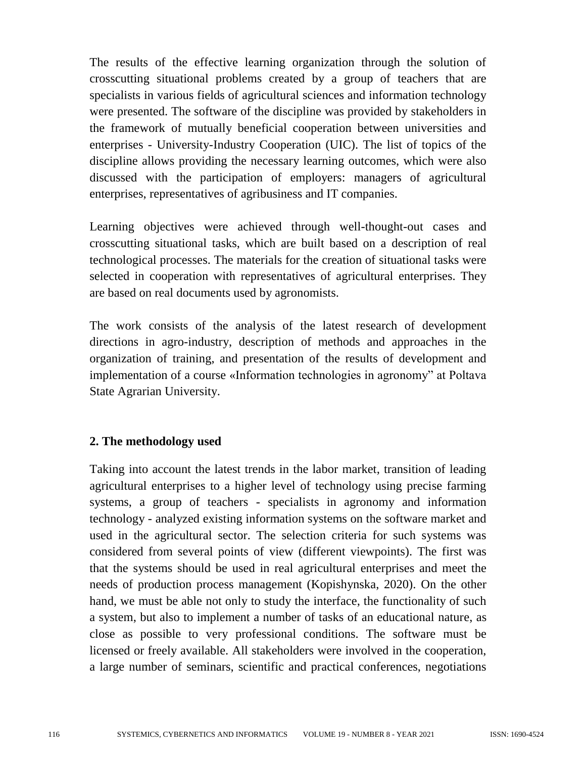The results of the effective learning organization through the solution of crosscutting situational problems created by a group of teachers that are specialists in various fields of agricultural sciences and information technology were presented. The software of the discipline was provided by stakeholders in the framework of mutually beneficial cooperation between universities and enterprises - University-Industry Cooperation (UIC). The list of topics of the discipline allows providing the necessary learning outcomes, which were also discussed with the participation of employers: managers of agricultural enterprises, representatives of agribusiness and IT companies.

Learning objectives were achieved through well-thought-out cases and crosscutting situational tasks, which are built based on a description of real technological processes. The materials for the creation of situational tasks were selected in cooperation with representatives of agricultural enterprises. They are based on real documents used by agronomists.

The work consists of the analysis of the latest research of development directions in agro-industry, description of methods and approaches in the organization of training, and presentation of the results of development and implementation of a course «Information technologies in agronomy" at Poltava State Agrarian University.

## 2. The methodology used

Taking into account the latest trends in the labor market, transition of leading agricultural enterprises to a higher level of technology using precise farming systems, a group of teachers - specialists in agronomy and information technology - analyzed existing information systems on the software market and used in the agricultural sector. The selection criteria for such systems was considered from several points of view (different viewpoints). The first was that the systems should be used in real agricultural enterprises and meet the needs of production process management (Kopishynska, 2020). On the other hand, we must be able not only to study the interface, the functionality of such a system, but also to implement a number of tasks of an educational nature, as close as possible to very professional conditions. The software must be licensed or freely available. All stakeholders were involved in the cooperation, a large number of seminars, scientific and practical conferences, negotiations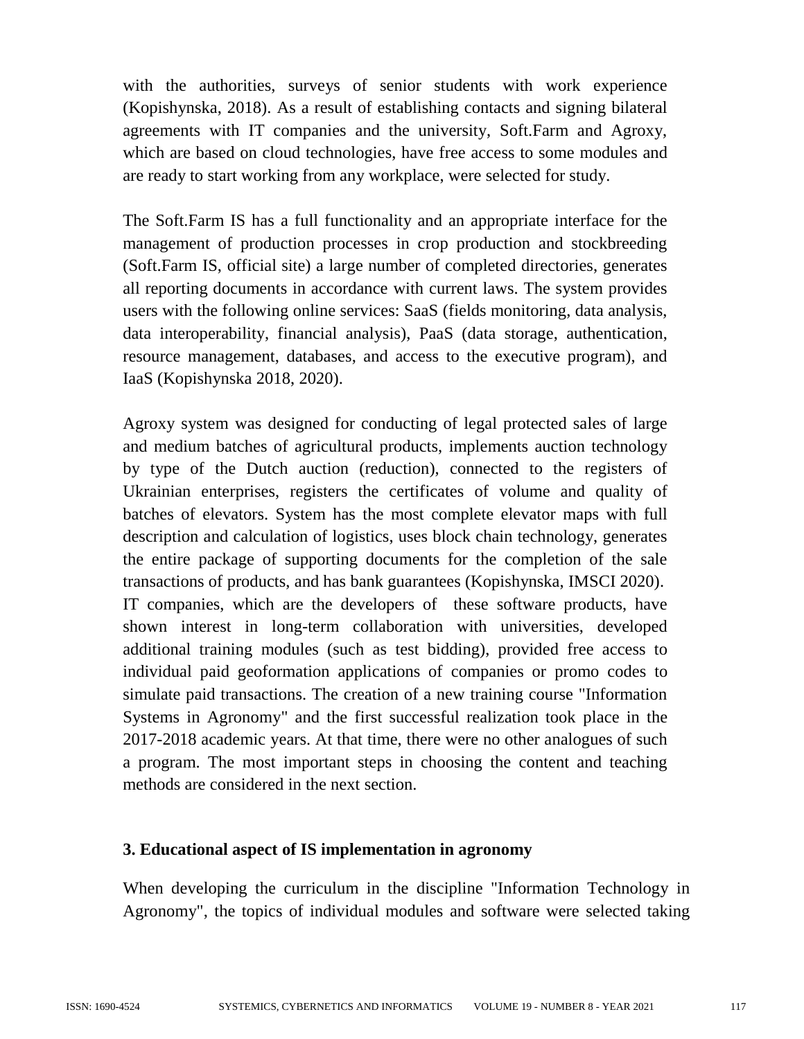with the authorities, surveys of senior students with work experience (Kopishynska, 2018). As a result of establishing contacts and signing bilateral agreements with IT companies and the university, Soft.Farm and Agroxy, which are based on cloud technologies, have free access to some modules and are ready to start working from any workplace, were selected for study.

The Soft.Farm IS has a full functionality and an appropriate interface for the management of production processes in crop production and stockbreeding (Soft.Farm IS, official site) a large number of completed directories, generates all reporting documents in accordance with current laws. The system provides users with the following online services: SaaS (fields monitoring, data analysis, data interoperability, financial analysis), PaaS (data storage, authentication, resource management, databases, and access to the executive program), and IaaS (Kopishynska 2018, 2020).

Agroxy system was designed for conducting of legal protected sales of large and medium batches of agricultural products, implements auction technology by type of the Dutch auction (reduction), connected to the registers of Ukrainian enterprises, registers the certificates of volume and quality of batches of elevators. System has the most complete elevator maps with full description and calculation of logistics, uses block chain technology, generates the entire package of supporting documents for the completion of the sale transactions of products, and has bank guarantees (Kopishynska, IMSCI 2020). IT companies, which are the developers of these software products, have shown interest in long-term collaboration with universities, developed additional training modules (such as test bidding), provided free access to individual paid geoformation applications of companies or promo codes to simulate paid transactions. The creation of a new training course "Information Systems in Agronomy" and the first successful realization took place in the 2017-2018 academic years. At that time, there were no other analogues of such a program. The most important steps in choosing the content and teaching methods are considered in the next section.

## 3. Educational aspect of IS implementation in agronomy

When developing the curriculum in the discipline "Information Technology in Agronomy", the topics of individual modules and software were selected taking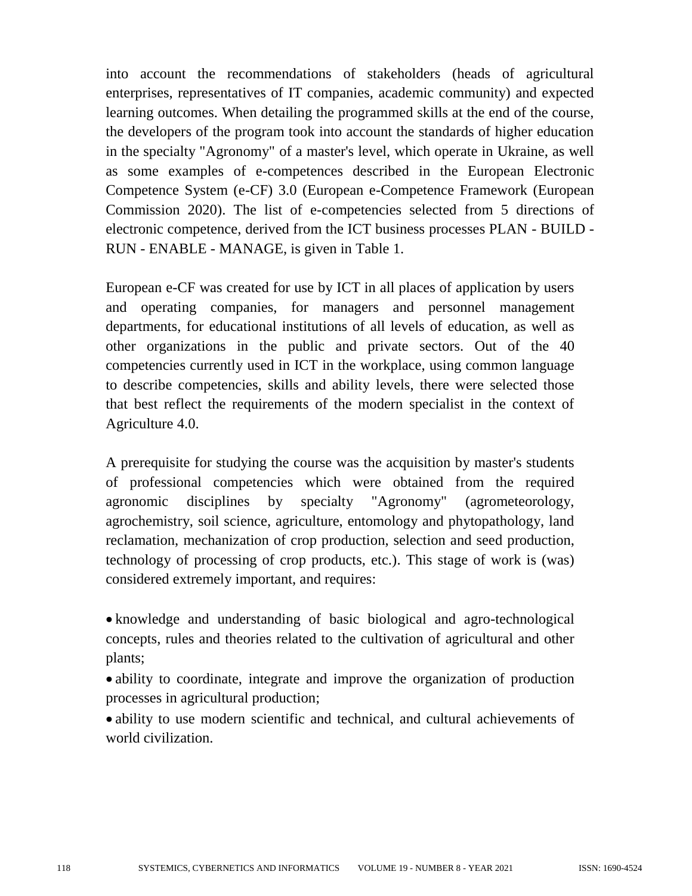into account the recommendations of stakeholders (heads of agricultural enterprises, representatives of IT companies, academic community) and expected learning outcomes. When detailing the programmed skills at the end of the course, the developers of the program took into account the standards of higher education in the specialty "Agronomy" of a master's level, which operate in Ukraine, as well as some examples of e-competences described in the European Electronic Competence System (e-CF) 3.0 (European e-Competence Framework (European Commission 2020). The list of e-competencies selected from 5 directions of electronic competence, derived from the ICT business processes PLAN - BUILD - RUN - ENABLE - MANAGE, is given in Table 1.

European e-CF was created for use by ICT in all places of application by users and operating companies, for managers and personnel management departments, for educational institutions of all levels of education, as well as other organizations in the public and private sectors. Out of the 40 competencies currently used in ICT in the workplace, using common language to describe competencies, skills and ability levels, there were selected those that best reflect the requirements of the modern specialist in the context of Agriculture 4.0.

A prerequisite for studying the course was the acquisition by master's students of professional competencies which were obtained from the required agronomic disciplines by specialty "Agronomy" (agrometeorology, agrochemistry, soil science, agriculture, entomology and phytopathology, land reclamation, mechanization of crop production, selection and seed production, technology of processing of crop products, etc.). This stage of work is (was) considered extremely important, and requires:

- knowledge and understanding of basic biological and agro-technological concepts, rules and theories related to the cultivation of agricultural and other plants;
- ability to coordinate, integrate and improve the organization of production processes in agricultural production;
- ability to use modern scientific and technical, and cultural achievements of world civilization.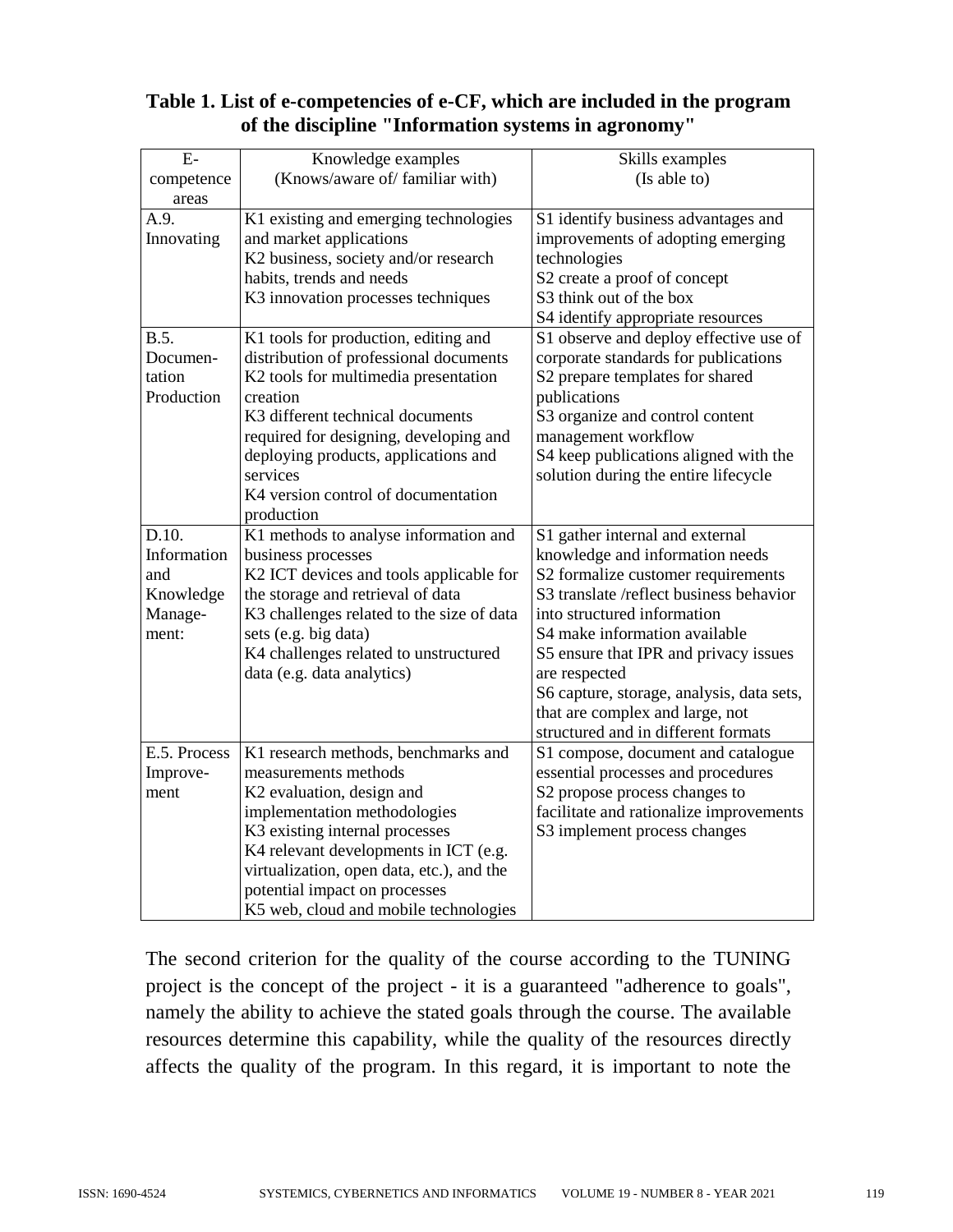**Table 1. List of e-competencies of e-CF, which are included in the program of the discipline "Information systems in agronomy"**

| E-competence areas | Knowledge examples (Knows/aware of/ familiar with) | Skills examples (Is able to) |
|---|---|---|
| A.9. Innovating | K1 existing and emerging technologies and market applications<br>K2 business, society and/or research habits, trends and needs<br>K3 innovation processes techniques | S1 identify business advantages and improvements of adopting emerging technologies<br>S2 create a proof of concept<br>S3 think out of the box<br>S4 identify appropriate resources |
| B.5. Documentation Production | K1 tools for production, editing and distribution of professional documents<br>K2 tools for multimedia presentation creation<br>K3 different technical documents required for designing, developing and deploying products, applications and services<br>K4 version control of documentation production | S1 observe and deploy effective use of corporate standards for publications<br>S2 prepare templates for shared publications<br>S3 organize and control content management workflow<br>S4 keep publications aligned with the solution during the entire lifecycle |
| D.10. Information and Knowledge Management: | K1 methods to analyse information and business processes<br>K2 ICT devices and tools applicable for the storage and retrieval of data<br>K3 challenges related to the size of data sets (e.g. big data)<br>K4 challenges related to unstructured data (e.g. data analytics) | S1 gather internal and external knowledge and information needs<br>S2 formalize customer requirements<br>S3 translate /reflect business behavior into structured information<br>S4 make information available<br>S5 ensure that IPR and privacy issues are respected<br>S6 capture, storage, analysis, data sets, that are complex and large, not structured and in different formats |
| E.5. Process Improvement | K1 research methods, benchmarks and measurements methods<br>K2 evaluation, design and implementation methodologies<br>K3 existing internal processes<br>K4 relevant developments in ICT (e.g. virtualization, open data, etc.), and the potential impact on processes<br>K5 web, cloud and mobile technologies | S1 compose, document and catalogue essential processes and procedures<br>S2 propose process changes to facilitate and rationalize improvements<br>S3 implement process changes |

The second criterion for the quality of the course according to the TUNING project is the concept of the project - it is a guaranteed "adherence to goals", namely the ability to achieve the stated goals through the course. The available resources determine this capability, while the quality of the resources directly affects the quality of the program. In this regard, it is important to note the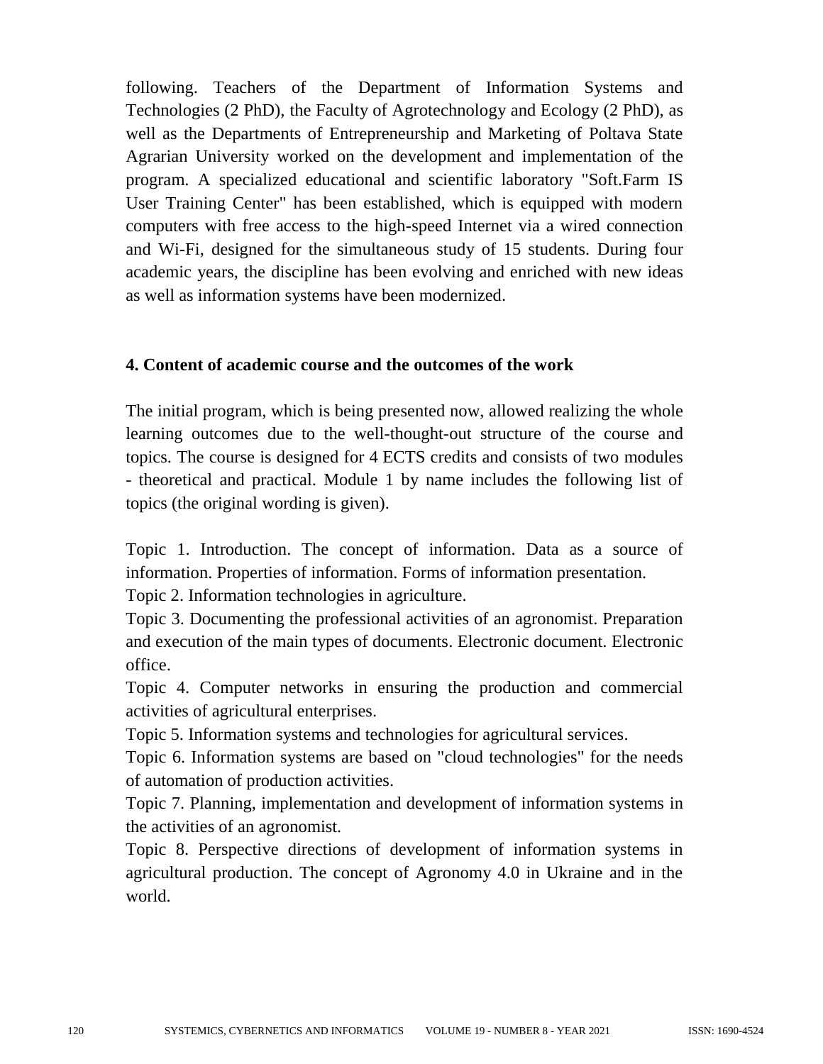following. Teachers of the Department of Information Systems and Technologies (2 PhD), the Faculty of Agrotechnology and Ecology (2 PhD), as well as the Departments of Entrepreneurship and Marketing of Poltava State Agrarian University worked on the development and implementation of the program. A specialized educational and scientific laboratory "Soft.Farm IS User Training Center" has been established, which is equipped with modern computers with free access to the high-speed Internet via a wired connection and Wi-Fi, designed for the simultaneous study of 15 students. During four academic years, the discipline has been evolving and enriched with new ideas as well as information systems have been modernized.

## 4. Content of academic course and the outcomes of the work

The initial program, which is being presented now, allowed realizing the whole learning outcomes due to the well-thought-out structure of the course and topics. The course is designed for 4 ECTS credits and consists of two modules - theoretical and practical. Module 1 by name includes the following list of topics (the original wording is given).

Topic 1. Introduction. The concept of information. Data as a source of information. Properties of information. Forms of information presentation.
Topic 2. Information technologies in agriculture.
Topic 3. Documenting the professional activities of an agronomist. Preparation and execution of the main types of documents. Electronic document. Electronic office.
Topic 4. Computer networks in ensuring the production and commercial activities of agricultural enterprises.
Topic 5. Information systems and technologies for agricultural services.
Topic 6. Information systems are based on "cloud technologies" for the needs of automation of production activities.
Topic 7. Planning, implementation and development of information systems in the activities of an agronomist.
Topic 8. Perspective directions of development of information systems in agricultural production. The concept of Agronomy 4.0 in Ukraine and in the world.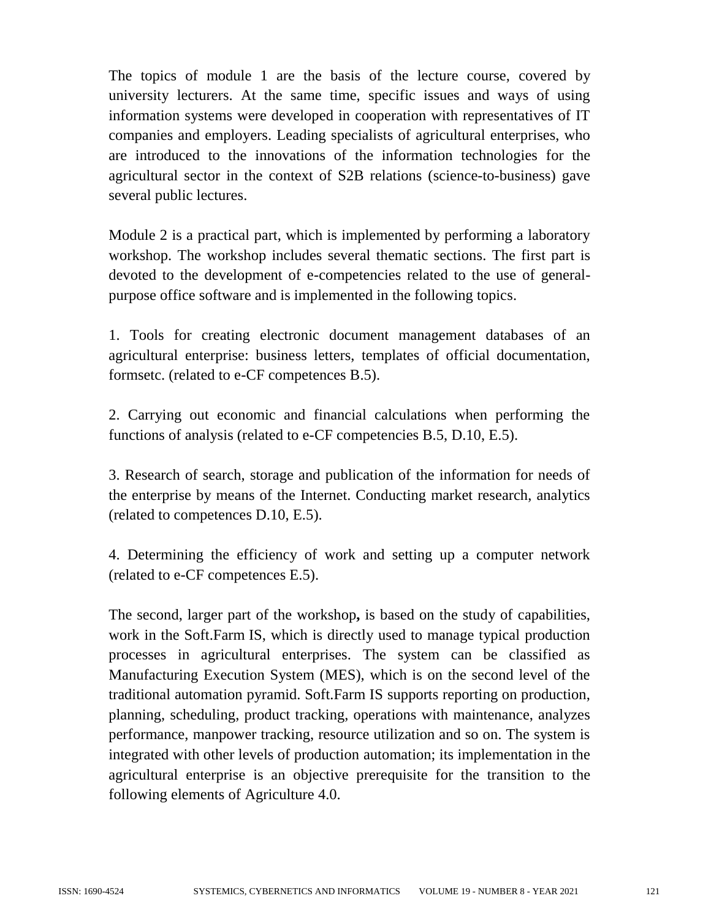The topics of module 1 are the basis of the lecture course, covered by university lecturers. At the same time, specific issues and ways of using information systems were developed in cooperation with representatives of IT companies and employers. Leading specialists of agricultural enterprises, who are introduced to the innovations of the information technologies for the agricultural sector in the context of S2B relations (science-to-business) gave several public lectures.

Module 2 is a practical part, which is implemented by performing a laboratory workshop. The workshop includes several thematic sections. The first part is devoted to the development of e-competencies related to the use of general-purpose office software and is implemented in the following topics.

1. Tools for creating electronic document management databases of an agricultural enterprise: business letters, templates of official documentation, formsetc. (related to e-CF competences B.5).

2. Carrying out economic and financial calculations when performing the functions of analysis (related to e-CF competencies B.5, D.10, E.5).

3. Research of search, storage and publication of the information for needs of the enterprise by means of the Internet. Conducting market research, analytics (related to competences D.10, E.5).

4. Determining the efficiency of work and setting up a computer network (related to e-CF competences E.5).

The second, larger part of the workshop**,** is based on the study of capabilities, work in the Soft.Farm IS, which is directly used to manage typical production processes in agricultural enterprises. The system can be classified as Manufacturing Execution System (MES), which is on the second level of the traditional automation pyramid. Soft.Farm IS supports reporting on production, planning, scheduling, product tracking, operations with maintenance, analyzes performance, manpower tracking, resource utilization and so on. The system is integrated with other levels of production automation; its implementation in the agricultural enterprise is an objective prerequisite for the transition to the following elements of Agriculture 4.0.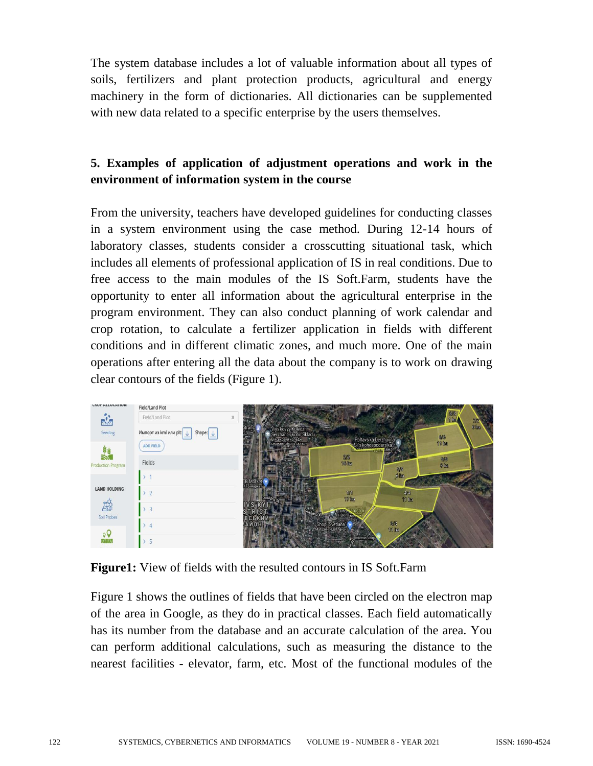The system database includes a lot of valuable information about all types of soils, fertilizers and plant protection products, agricultural and energy machinery in the form of dictionaries. All dictionaries can be supplemented with new data related to a specific enterprise by the users themselves.

## 5. Examples of application of adjustment operations and work in the environment of information system in the course

From the university, teachers have developed guidelines for conducting classes in a system environment using the case method. During 12-14 hours of laboratory classes, students consider a crosscutting situational task, which includes all elements of professional application of IS in real conditions. Due to free access to the main modules of the IS Soft.Farm, students have the opportunity to enter all information about the agricultural enterprise in the program environment. They can also conduct planning of work calendar and crop rotation, to calculate a fertilizer application in fields with different conditions and in different climatic zones, and much more. One of the main operations after entering all the data about the company is to work on drawing clear contours of the fields (Figure 1).

**Figure1:** View of fields with the resulted contours in IS Soft.Farm

Figure 1 shows the outlines of fields that have been circled on the electron map of the area in Google, as they do in practical classes. Each field automatically has its number from the database and an accurate calculation of the area. You can perform additional calculations, such as measuring the distance to the nearest facilities - elevator, farm, etc. Most of the functional modules of the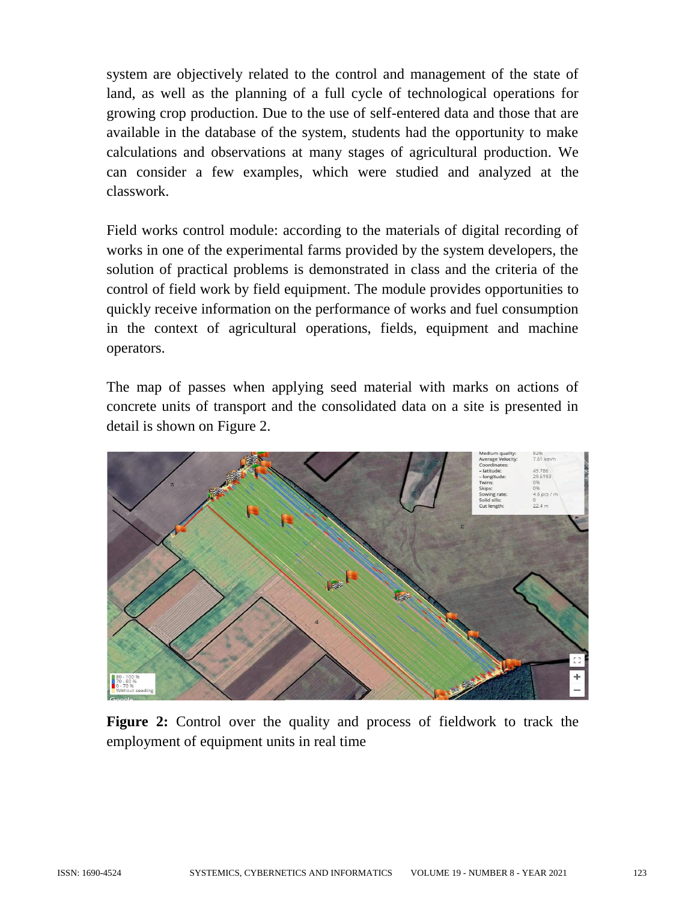system are objectively related to the control and management of the state of land, as well as the planning of a full cycle of technological operations for growing crop production. Due to the use of self-entered data and those that are available in the database of the system, students had the opportunity to make calculations and observations at many stages of agricultural production. We can consider a few examples, which were studied and analyzed at the classwork.

Field works control module: according to the materials of digital recording of works in one of the experimental farms provided by the system developers, the solution of practical problems is demonstrated in class and the criteria of the control of field work by field equipment. The module provides opportunities to quickly receive information on the performance of works and fuel consumption in the context of agricultural operations, fields, equipment and machine operators.

The map of passes when applying seed material with marks on actions of concrete units of transport and the consolidated data on a site is presented in detail is shown on Figure 2.

**Figure 2:** Control over the quality and process of fieldwork to track the employment of equipment units in real time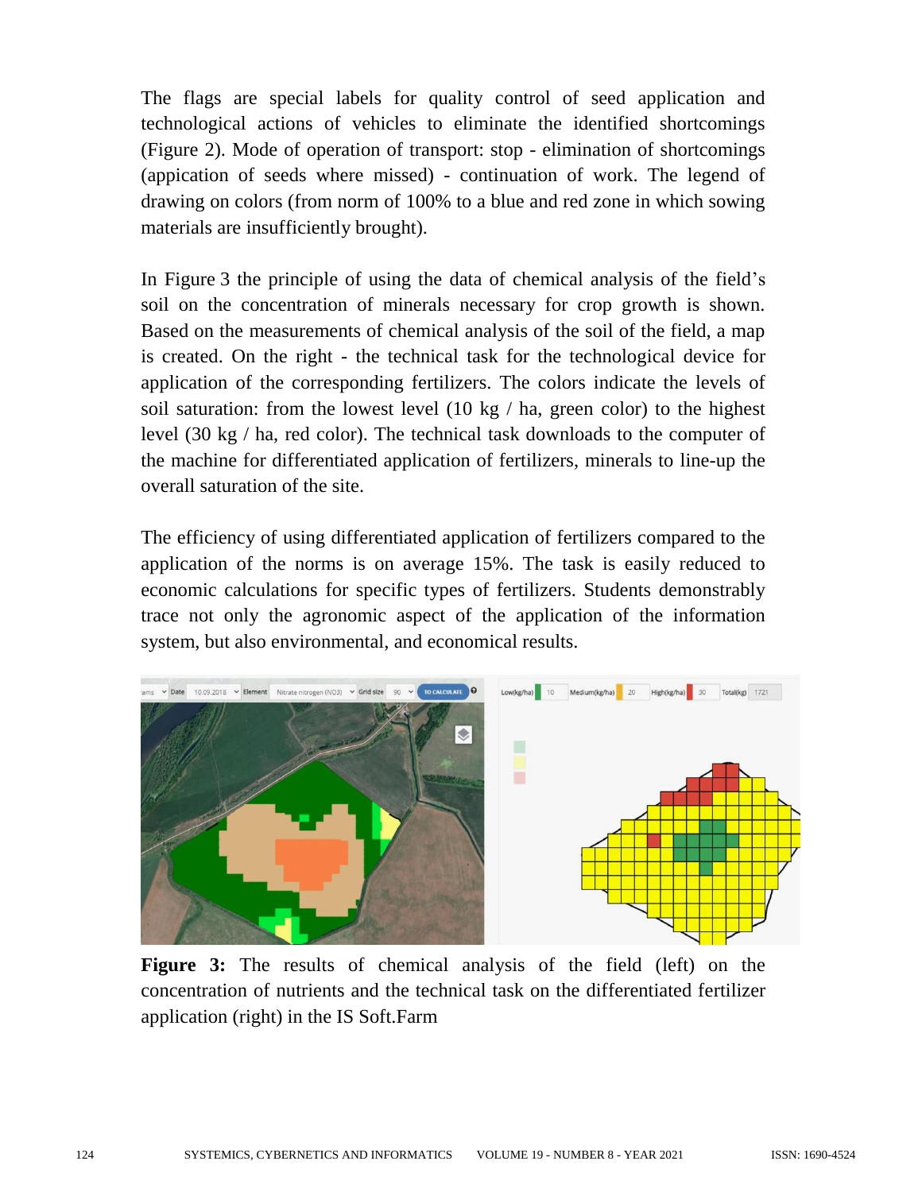The flags are special labels for quality control of seed application and technological actions of vehicles to eliminate the identified shortcomings (Figure 2). Mode of operation of transport: stop - elimination of shortcomings (appication of seeds where missed) - continuation of work. The legend of drawing on colors (from norm of 100% to a blue and red zone in which sowing materials are insufficiently brought).

In Figure 3 the principle of using the data of chemical analysis of the field's soil on the concentration of minerals necessary for crop growth is shown. Based on the measurements of chemical analysis of the soil of the field, a map is created. On the right - the technical task for the technological device for application of the corresponding fertilizers. The colors indicate the levels of soil saturation: from the lowest level (10 kg / ha, green color) to the highest level (30 kg / ha, red color). The technical task downloads to the computer of the machine for differentiated application of fertilizers, minerals to line-up the overall saturation of the site.

The efficiency of using differentiated application of fertilizers compared to the application of the norms is on average 15%. The task is easily reduced to economic calculations for specific types of fertilizers. Students demonstrably trace not only the agronomic aspect of the application of the information system, but also environmental, and economical results.

**Figure 3:** The results of chemical analysis of the field (left) on the concentration of nutrients and the technical task on the differentiated fertilizer application (right) in the IS Soft.Farm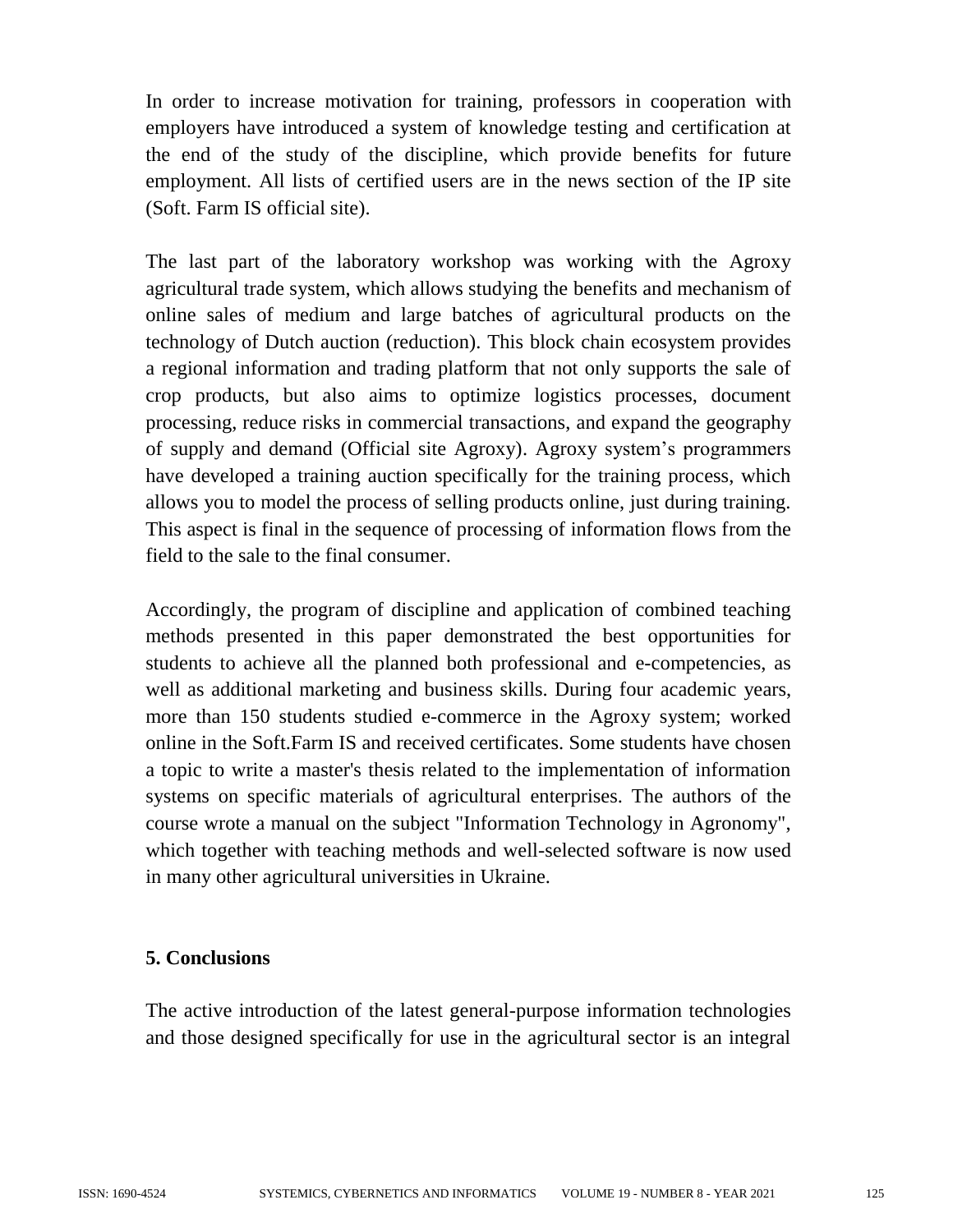In order to increase motivation for training, professors in cooperation with employers have introduced a system of knowledge testing and certification at the end of the study of the discipline, which provide benefits for future employment. All lists of certified users are in the news section of the IP site (Soft. Farm IS official site).

The last part of the laboratory workshop was working with the Agroxy agricultural trade system, which allows studying the benefits and mechanism of online sales of medium and large batches of agricultural products on the technology of Dutch auction (reduction). This block chain ecosystem provides a regional information and trading platform that not only supports the sale of crop products, but also aims to optimize logistics processes, document processing, reduce risks in commercial transactions, and expand the geography of supply and demand (Official site Agroxy). Agroxy system's programmers have developed a training auction specifically for the training process, which allows you to model the process of selling products online, just during training. This aspect is final in the sequence of processing of information flows from the field to the sale to the final consumer.

Accordingly, the program of discipline and application of combined teaching methods presented in this paper demonstrated the best opportunities for students to achieve all the planned both professional and e-competencies, as well as additional marketing and business skills. During four academic years, more than 150 students studied e-commerce in the Agroxy system; worked online in the Soft.Farm IS and received certificates. Some students have chosen a topic to write a master's thesis related to the implementation of information systems on specific materials of agricultural enterprises. The authors of the course wrote a manual on the subject "Information Technology in Agronomy", which together with teaching methods and well-selected software is now used in many other agricultural universities in Ukraine.

## 5. Conclusions

The active introduction of the latest general-purpose information technologies and those designed specifically for use in the agricultural sector is an integral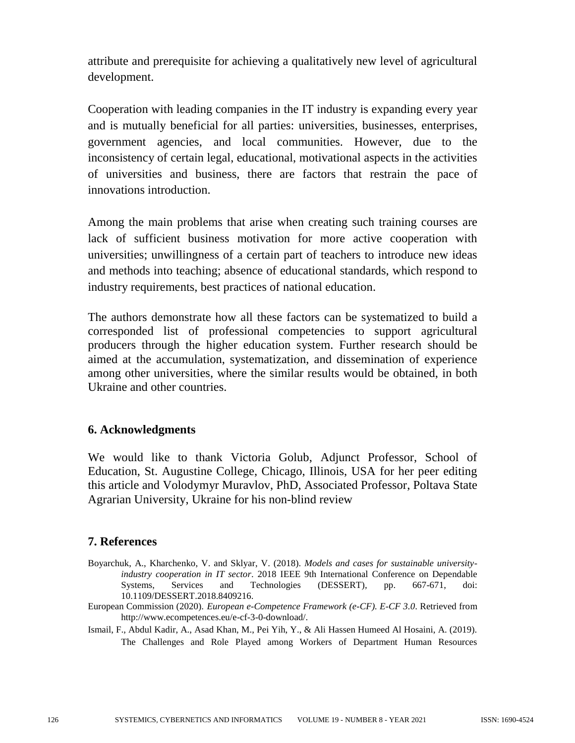attribute and prerequisite for achieving a qualitatively new level of agricultural development.

Cooperation with leading companies in the IT industry is expanding every year and is mutually beneficial for all parties: universities, businesses, enterprises, government agencies, and local communities. However, due to the inconsistency of certain legal, educational, motivational aspects in the activities of universities and business, there are factors that restrain the pace of innovations introduction.

Among the main problems that arise when creating such training courses are lack of sufficient business motivation for more active cooperation with universities; unwillingness of a certain part of teachers to introduce new ideas and methods into teaching; absence of educational standards, which respond to industry requirements, best practices of national education.

The authors demonstrate how all these factors can be systematized to build a corresponded list of professional competencies to support agricultural producers through the higher education system. Further research should be aimed at the accumulation, systematization, and dissemination of experience among other universities, where the similar results would be obtained, in both Ukraine and other countries.

## 6. Acknowledgments

We would like to thank Victoria Golub, Adjunct Professor, School of Education, St. Augustine College, Chicago, Illinois, USA for her peer editing this article and Volodymyr Muravlov, PhD, Associated Professor, Poltava State Agrarian University, Ukraine for his non-blind review

## 7. References

Boyarchuk, A., Kharchenko, V. and Sklyar, V. (2018). *Models and cases for sustainable university-industry cooperation in IT sector*. 2018 IEEE 9th International Conference on Dependable Systems, Services and Technologies (DESSERT), pp. 667-671, doi: 10.1109/DESSERT.2018.8409216.

European Commission (2020). *European e-Competence Framework (e-CF). E-CF 3.0*. Retrieved from http://www.ecompetences.eu/e-cf-3-0-download/.

Ismail, F., Abdul Kadir, A., Asad Khan, M., Pei Yih, Y., & Ali Hassen Humeed Al Hosaini, A. (2019). The Challenges and Role Played among Workers of Department Human Resources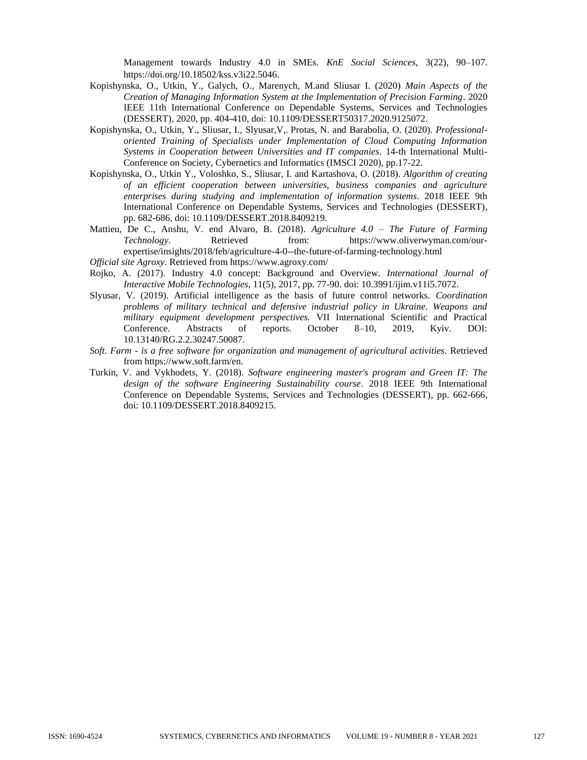Management towards Industry 4.0 in SMEs. *KnE Social Sciences*, 3(22), 90–107. https://doi.org/10.18502/kss.v3i22.5046.

Kopishynska, O., Utkin, Y., Galych, O., Marenych, M.and Sliusar I. (2020) *Main Aspects of the Creation of Managing Information System at the Implementation of Precision Farming*. 2020 IEEE 11th International Conference on Dependable Systems, Services and Technologies (DESSERT), 2020, pp. 404-410, doi: 10.1109/DESSERT50317.2020.9125072.

Kopishynska, O., Utkin, Y., Sliusar, I., Slyusar,V,. Protas, N. and Barabolia, O. (2020). *Professional-oriented Training of Specialists under Implementation of Cloud Computing Information Systems in Cooperation between Universities and IT companies*. 14-th International Multi-Conference on Society, Cybernetics and Informatics (IMSCI 2020), pp.17-22.

Kopishynska, O., Utkin Y., Voloshko, S., Sliusar, I. and Kartashova, O. (2018). *Algorithm of creating of an efficient cooperation between universities, business companies and agriculture enterprises during studying and implementation of information systems*. 2018 IEEE 9th International Conference on Dependable Systems, Services and Technologies (DESSERT), pp. 682-686, doi: 10.1109/DESSERT.2018.8409219.

Mattieu, De C., Anshu, V. end Alvaro, B. (2018). *Agriculture 4.0 – The Future of Farming Technology*. Retrieved from: https://www.oliverwyman.com/our-expertise/insights/2018/feb/agriculture-4-0--the-future-of-farming-technology.html

*Official site Agroxy*. Retrieved from https://www.agroxy.com/

Rojko, A. (2017). Industry 4.0 concept: Background and Overview. *International Journal of Interactive Mobile Technologies*, 11(5), 2017, pp. 77-90. doi: 10.3991/ijim.v11i5.7072.

Slyusar, V. (2019). Artificial intelligence as the basis of future control networks. *Coordination problems of military technical and defensive industrial policy in Ukraine. Weapons and military equipment development perspectives.* VII International Scientific and Practical Conference. Abstracts of reports. October 8–10, 2019, Kyiv. DOI: 10.13140/RG.2.2.30247.50087.

*Soft. Farm - is a free software for organization and management of agricultural activities*. Retrieved from https://www.soft.farm/en.

Turkin, V. and Vykhodets, Y. (2018). *Software engineering master's program and Green IT: The design of the software Engineering Sustainability course*. 2018 IEEE 9th International Conference on Dependable Systems, Services and Technologies (DESSERT), pp. 662-666, doi: 10.1109/DESSERT.2018.8409215.